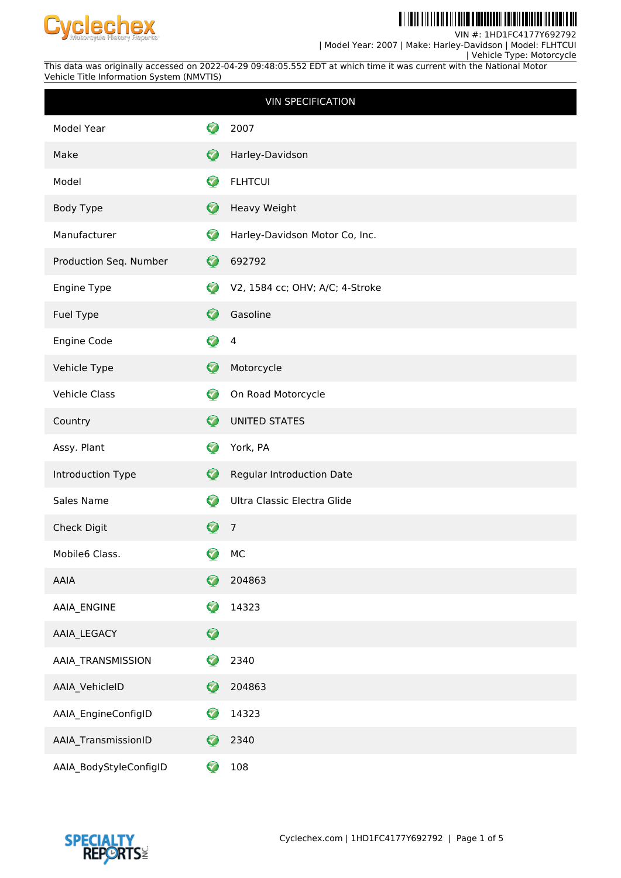VIN #: 1HD1FC4177Y692792
| Model Year: 2007 | Make: Harley-Davidson | Model: FLHTCUI
| Vehicle Type: Motorcycle

This data was originally accessed on 2022-04-29 09:48:05.552 EDT at which time it was current with the National Motor Vehicle Title Information System (NMVTIS)

| VIN SPECIFICATION | |
|---|---|
| Model Year | 2007 |
| Make | Harley-Davidson |
| Model | FLHTCUI |
| Body Type | Heavy Weight |
| Manufacturer | Harley-Davidson Motor Co, Inc. |
| Production Seq. Number | 692792 |
| Engine Type | V2, 1584 cc; OHV; A/C; 4-Stroke |
| Fuel Type | Gasoline |
| Engine Code | 4 |
| Vehicle Type | Motorcycle |
| Vehicle Class | On Road Motorcycle |
| Country | UNITED STATES |
| Assy. Plant | York, PA |
| Introduction Type | Regular Introduction Date |
| Sales Name | Ultra Classic Electra Glide |
| Check Digit | 7 |
| Mobile6 Class. | MC |
| AAIA | 204863 |
| AAIA_ENGINE | 14323 |
| AAIA_LEGACY | |
| AAIA_TRANSMISSION | 2340 |
| AAIA_VehicleID | 204863 |
| AAIA_EngineConfigID | 14323 |
| AAIA_TransmissionID | 2340 |
| AAIA_BodyStyleConfigID | 108 |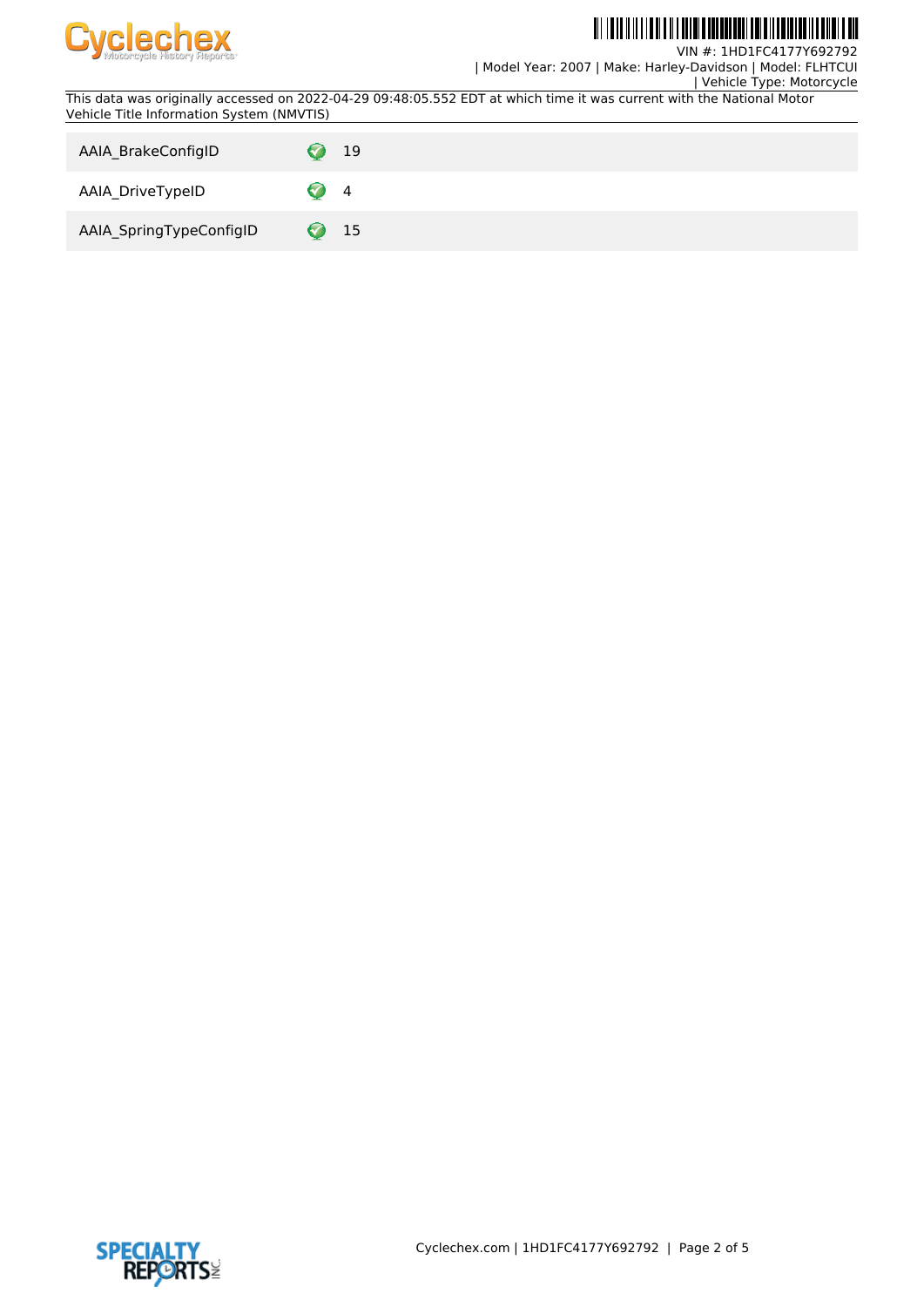| AAIA_BrakeConfigID | 19 |
| --- | --- |
| AAIA_DriveTypeID | 4 |
| AAIA_SpringTypeConfigID | 15 |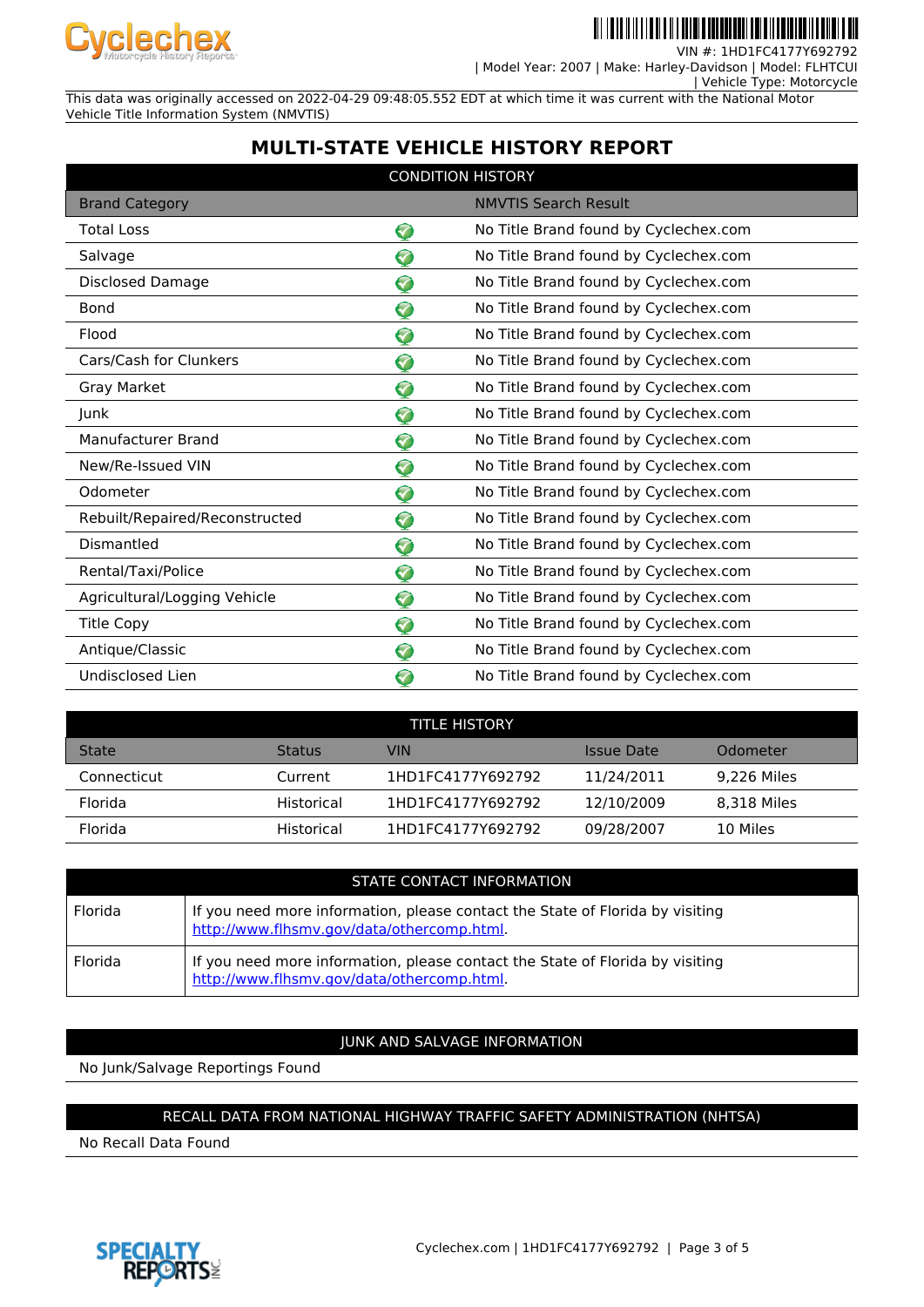VIN #: 1HD1FC4177Y692792
| Model Year: 2007 | Make: Harley-Davidson | Model: FLHTCUI
| Vehicle Type: Motorcycle

This data was originally accessed on 2022-04-29 09:48:05.552 EDT at which time it was current with the National Motor Vehicle Title Information System (NMVTIS)

# MULTI-STATE VEHICLE HISTORY REPORT

## CONDITION HISTORY

| Brand Category | | NMVTIS Search Result |
|---|---|---|
| Total Loss | ✓ | No Title Brand found by Cyclechex.com |
| Salvage | ✓ | No Title Brand found by Cyclechex.com |
| Disclosed Damage | ✓ | No Title Brand found by Cyclechex.com |
| Bond | ✓ | No Title Brand found by Cyclechex.com |
| Flood | ✓ | No Title Brand found by Cyclechex.com |
| Cars/Cash for Clunkers | ✓ | No Title Brand found by Cyclechex.com |
| Gray Market | ✓ | No Title Brand found by Cyclechex.com |
| Junk | ✓ | No Title Brand found by Cyclechex.com |
| Manufacturer Brand | ✓ | No Title Brand found by Cyclechex.com |
| New/Re-Issued VIN | ✓ | No Title Brand found by Cyclechex.com |
| Odometer | ✓ | No Title Brand found by Cyclechex.com |
| Rebuilt/Repaired/Reconstructed | ✓ | No Title Brand found by Cyclechex.com |
| Dismantled | ✓ | No Title Brand found by Cyclechex.com |
| Rental/Taxi/Police | ✓ | No Title Brand found by Cyclechex.com |
| Agricultural/Logging Vehicle | ✓ | No Title Brand found by Cyclechex.com |
| Title Copy | ✓ | No Title Brand found by Cyclechex.com |
| Antique/Classic | ✓ | No Title Brand found by Cyclechex.com |
| Undisclosed Lien | ✓ | No Title Brand found by Cyclechex.com |

## TITLE HISTORY

| State | Status | VIN | Issue Date | Odometer |
|---|---|---|---|---|
| Connecticut | Current | 1HD1FC4177Y692792 | 11/24/2011 | 9,226 Miles |
| Florida | Historical | 1HD1FC4177Y692792 | 12/10/2009 | 8,318 Miles |
| Florida | Historical | 1HD1FC4177Y692792 | 09/28/2007 | 10 Miles |

## STATE CONTACT INFORMATION

| | |
|---|---|
| Florida | If you need more information, please contact the State of Florida by visiting http://www.flhsmv.gov/data/othercomp.html. |
| Florida | If you need more information, please contact the State of Florida by visiting http://www.flhsmv.gov/data/othercomp.html. |

## JUNK AND SALVAGE INFORMATION

No Junk/Salvage Reportings Found

## RECALL DATA FROM NATIONAL HIGHWAY TRAFFIC SAFETY ADMINISTRATION (NHTSA)

No Recall Data Found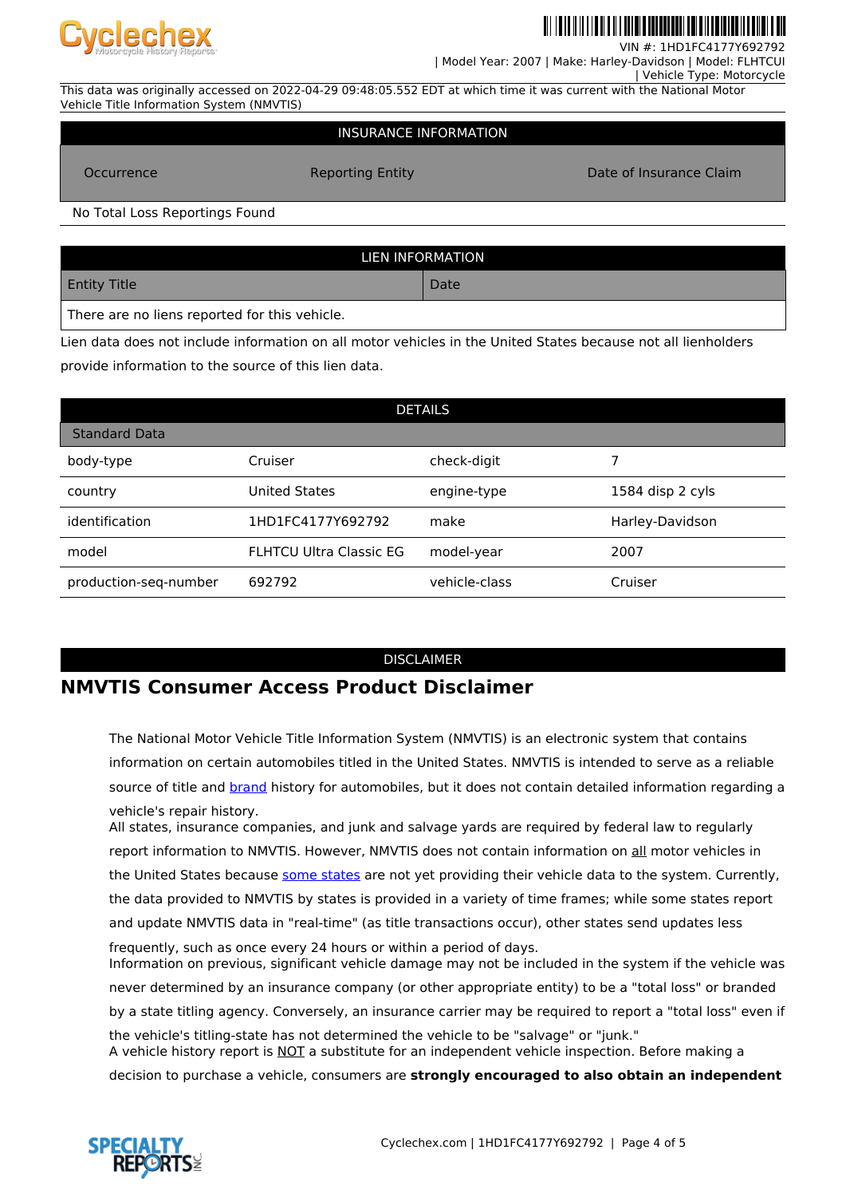This data was originally accessed on 2022-04-29 09:48:05.552 EDT at which time it was current with the National Motor Vehicle Title Information System (NMVTIS)

## INSURANCE INFORMATION

| Occurrence | Reporting Entity | Date of Insurance Claim |
|---|---|---|
| No Total Loss Reportings Found | | |

## LIEN INFORMATION

| Entity Title | Date |
|---|---|
| There are no liens reported for this vehicle. | |

Lien data does not include information on all motor vehicles in the United States because not all lienholders provide information to the source of this lien data.

## DETAILS

| Standard Data | | | |
|---|---|---|---|
| body-type | Cruiser | check-digit | 7 |
| country | United States | engine-type | 1584 disp 2 cyls |
| identification | 1HD1FC4177Y692792 | make | Harley-Davidson |
| model | FLHTCU Ultra Classic EG | model-year | 2007 |
| production-seq-number | 692792 | vehicle-class | Cruiser |

## DISCLAIMER

# NMVTIS Consumer Access Product Disclaimer

The National Motor Vehicle Title Information System (NMVTIS) is an electronic system that contains information on certain automobiles titled in the United States. NMVTIS is intended to serve as a reliable source of title and brand history for automobiles, but it does not contain detailed information regarding a vehicle's repair history.

All states, insurance companies, and junk and salvage yards are required by federal law to regularly report information to NMVTIS. However, NMVTIS does not contain information on all motor vehicles in the United States because some states are not yet providing their vehicle data to the system. Currently, the data provided to NMVTIS by states is provided in a variety of time frames; while some states report and update NMVTIS data in "real-time" (as title transactions occur), other states send updates less frequently, such as once every 24 hours or within a period of days.

Information on previous, significant vehicle damage may not be included in the system if the vehicle was never determined by an insurance company (or other appropriate entity) to be a "total loss" or branded by a state titling agency. Conversely, an insurance carrier may be required to report a "total loss" even if the vehicle's titling-state has not determined the vehicle to be "salvage" or "junk."

A vehicle history report is NOT a substitute for an independent vehicle inspection. Before making a decision to purchase a vehicle, consumers are **strongly encouraged to also obtain an independent**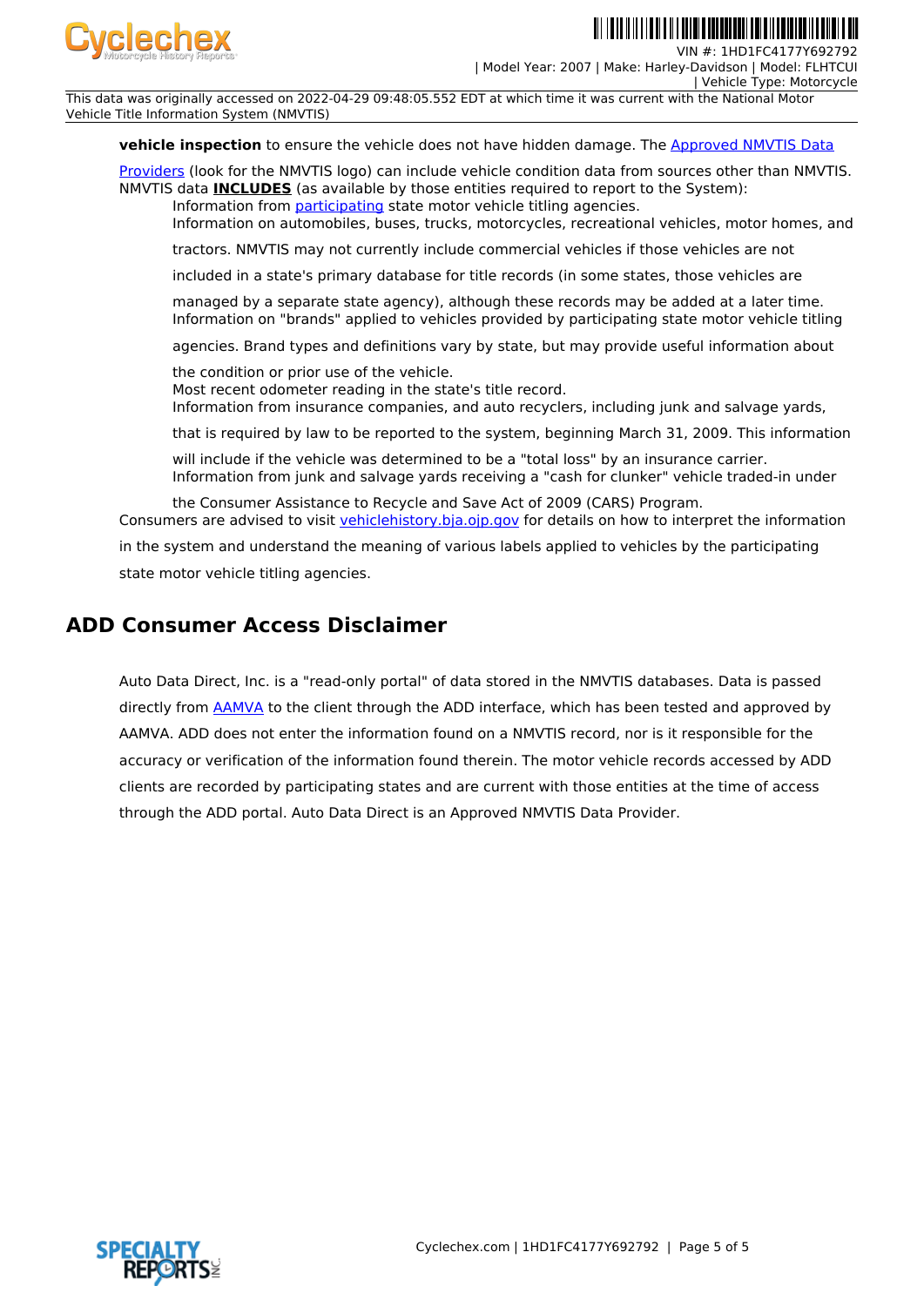**vehicle inspection** to ensure the vehicle does not have hidden damage. The Approved NMVTIS Data Providers (look for the NMVTIS logo) can include vehicle condition data from sources other than NMVTIS. NMVTIS data **INCLUDES** (as available by those entities required to report to the System):

- Information from participating state motor vehicle titling agencies.
- Information on automobiles, buses, trucks, motorcycles, recreational vehicles, motor homes, and tractors. NMVTIS may not currently include commercial vehicles if those vehicles are not included in a state's primary database for title records (in some states, those vehicles are managed by a separate state agency), although these records may be added at a later time.
- Information on "brands" applied to vehicles provided by participating state motor vehicle titling agencies. Brand types and definitions vary by state, but may provide useful information about the condition or prior use of the vehicle.
- Most recent odometer reading in the state's title record.
- Information from insurance companies, and auto recyclers, including junk and salvage yards, that is required by law to be reported to the system, beginning March 31, 2009. This information will include if the vehicle was determined to be a "total loss" by an insurance carrier.
- Information from junk and salvage yards receiving a "cash for clunker" vehicle traded-in under the Consumer Assistance to Recycle and Save Act of 2009 (CARS) Program.

Consumers are advised to visit vehiclehistory.bja.ojp.gov for details on how to interpret the information in the system and understand the meaning of various labels applied to vehicles by the participating state motor vehicle titling agencies.

## ADD Consumer Access Disclaimer

Auto Data Direct, Inc. is a "read-only portal" of data stored in the NMVTIS databases. Data is passed directly from AAMVA to the client through the ADD interface, which has been tested and approved by AAMVA. ADD does not enter the information found on a NMVTIS record, nor is it responsible for the accuracy or verification of the information found therein. The motor vehicle records accessed by ADD clients are recorded by participating states and are current with those entities at the time of access through the ADD portal. Auto Data Direct is an Approved NMVTIS Data Provider.